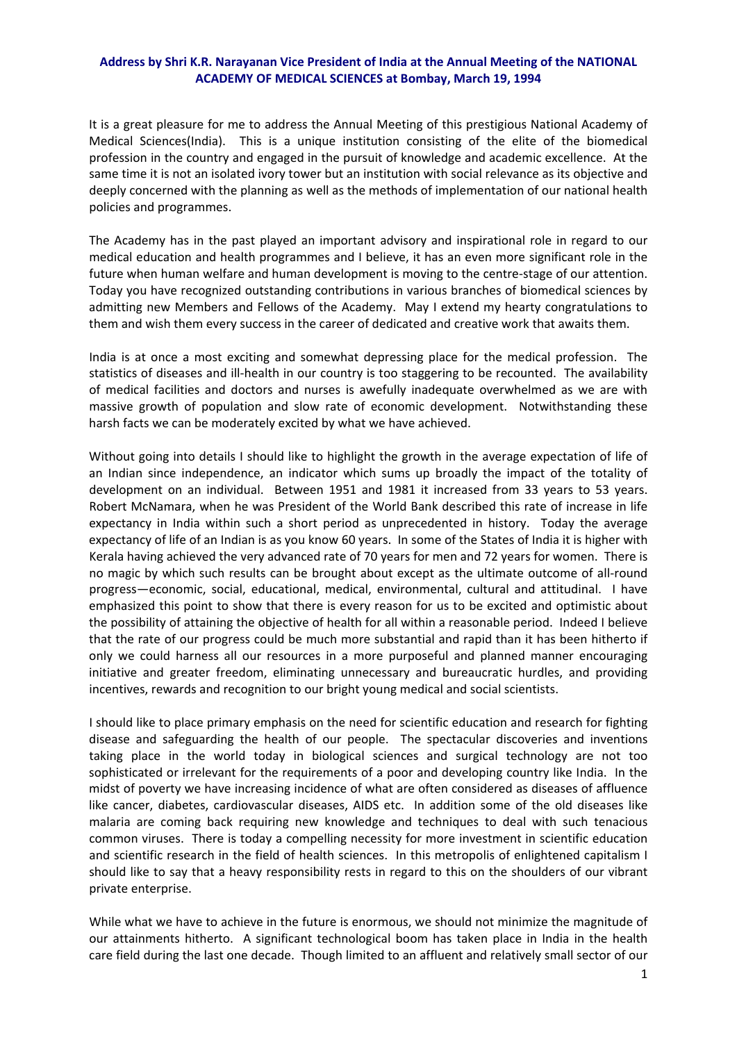**Address by Shri K.R. Narayanan Vice President of India at the Annual Meeting of the NATIONAL ACADEMY OF MEDICAL SCIENCES at Bombay, March 19, 1994**

It is a great pleasure for me to address the Annual Meeting of this prestigious National Academy of Medical Sciences(India). This is a unique institution consisting of the elite of the biomedical profession in the country and engaged in the pursuit of knowledge and academic excellence. At the same time it is not an isolated ivory tower but an institution with social relevance as its objective and deeply concerned with the planning as well as the methods of implementation of our national health policies and programmes.

The Academy has in the past played an important advisory and inspirational role in regard to our medical education and health programmes and I believe, it has an even more significant role in the future when human welfare and human development is moving to the centre-stage of our attention. Today you have recognized outstanding contributions in various branches of biomedical sciences by admitting new Members and Fellows of the Academy. May I extend my hearty congratulations to them and wish them every success in the career of dedicated and creative work that awaits them.

India is at once a most exciting and somewhat depressing place for the medical profession. The statistics of diseases and ill-health in our country is too staggering to be recounted. The availability of medical facilities and doctors and nurses is awefully inadequate overwhelmed as we are with massive growth of population and slow rate of economic development. Notwithstanding these harsh facts we can be moderately excited by what we have achieved.

Without going into details I should like to highlight the growth in the average expectation of life of an Indian since independence, an indicator which sums up broadly the impact of the totality of development on an individual. Between 1951 and 1981 it increased from 33 years to 53 years. Robert McNamara, when he was President of the World Bank described this rate of increase in life expectancy in India within such a short period as unprecedented in history. Today the average expectancy of life of an Indian is as you know 60 years. In some of the States of India it is higher with Kerala having achieved the very advanced rate of 70 years for men and 72 years for women. There is no magic by which such results can be brought about except as the ultimate outcome of all-round progress—economic, social, educational, medical, environmental, cultural and attitudinal. I have emphasized this point to show that there is every reason for us to be excited and optimistic about the possibility of attaining the objective of health for all within a reasonable period. Indeed I believe that the rate of our progress could be much more substantial and rapid than it has been hitherto if only we could harness all our resources in a more purposeful and planned manner encouraging initiative and greater freedom, eliminating unnecessary and bureaucratic hurdles, and providing incentives, rewards and recognition to our bright young medical and social scientists.

I should like to place primary emphasis on the need for scientific education and research for fighting disease and safeguarding the health of our people. The spectacular discoveries and inventions taking place in the world today in biological sciences and surgical technology are not too sophisticated or irrelevant for the requirements of a poor and developing country like India. In the midst of poverty we have increasing incidence of what are often considered as diseases of affluence like cancer, diabetes, cardiovascular diseases, AIDS etc. In addition some of the old diseases like malaria are coming back requiring new knowledge and techniques to deal with such tenacious common viruses. There is today a compelling necessity for more investment in scientific education and scientific research in the field of health sciences. In this metropolis of enlightened capitalism I should like to say that a heavy responsibility rests in regard to this on the shoulders of our vibrant private enterprise.

While what we have to achieve in the future is enormous, we should not minimize the magnitude of our attainments hitherto. A significant technological boom has taken place in India in the health care field during the last one decade. Though limited to an affluent and relatively small sector of our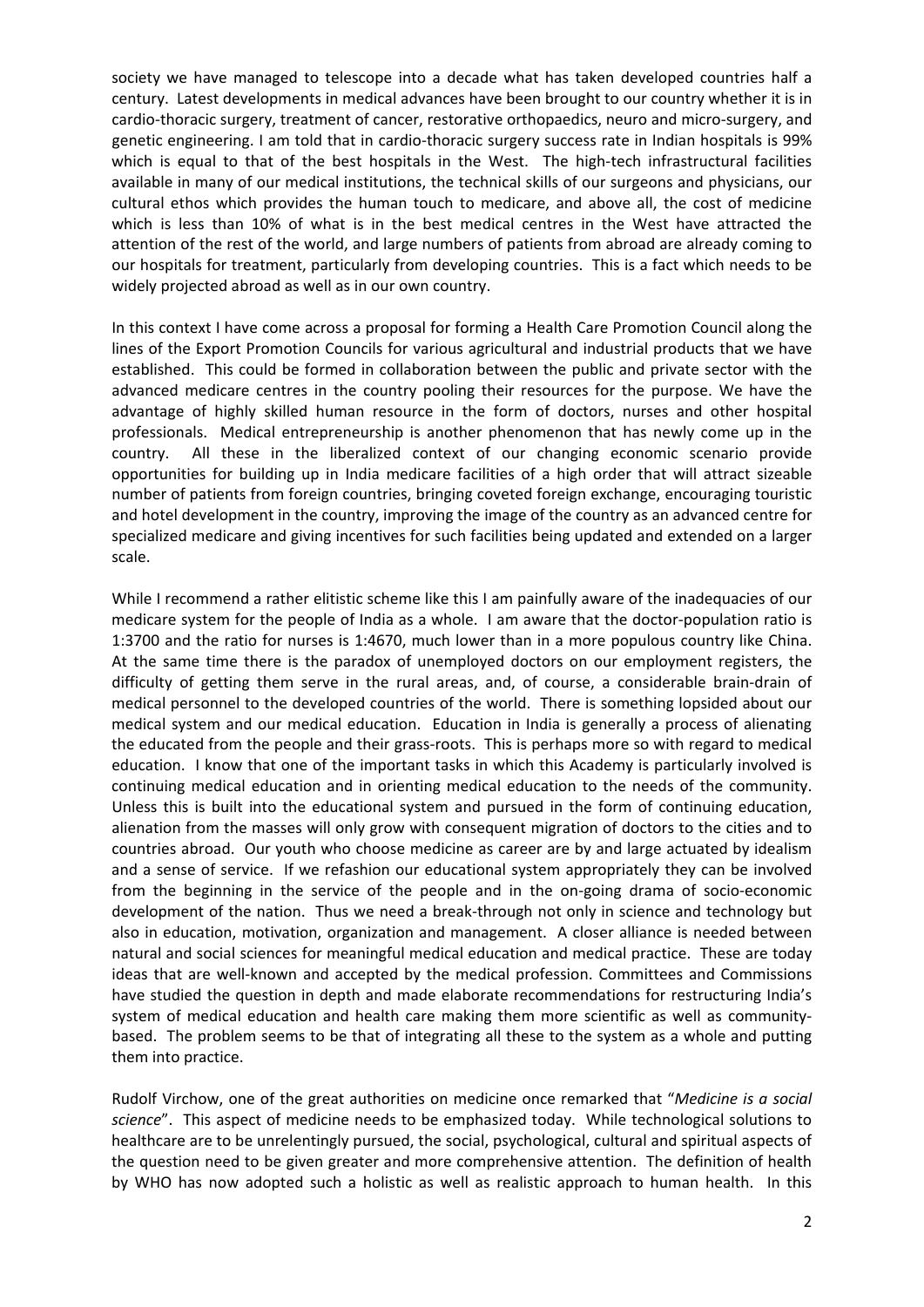society we have managed to telescope into a decade what has taken developed countries half a century. Latest developments in medical advances have been brought to our country whether it is in cardio-thoracic surgery, treatment of cancer, restorative orthopaedics, neuro and micro-surgery, and genetic engineering. I am told that in cardio-thoracic surgery success rate in Indian hospitals is 99% which is equal to that of the best hospitals in the West. The high-tech infrastructural facilities available in many of our medical institutions, the technical skills of our surgeons and physicians, our cultural ethos which provides the human touch to medicare, and above all, the cost of medicine which is less than 10% of what is in the best medical centres in the West have attracted the attention of the rest of the world, and large numbers of patients from abroad are already coming to our hospitals for treatment, particularly from developing countries. This is a fact which needs to be widely projected abroad as well as in our own country.

In this context I have come across a proposal for forming a Health Care Promotion Council along the lines of the Export Promotion Councils for various agricultural and industrial products that we have established. This could be formed in collaboration between the public and private sector with the advanced medicare centres in the country pooling their resources for the purpose. We have the advantage of highly skilled human resource in the form of doctors, nurses and other hospital professionals. Medical entrepreneurship is another phenomenon that has newly come up in the country. All these in the liberalized context of our changing economic scenario provide opportunities for building up in India medicare facilities of a high order that will attract sizeable number of patients from foreign countries, bringing coveted foreign exchange, encouraging touristic and hotel development in the country, improving the image of the country as an advanced centre for specialized medicare and giving incentives for such facilities being updated and extended on a larger scale.

While I recommend a rather elitistic scheme like this I am painfully aware of the inadequacies of our medicare system for the people of India as a whole. I am aware that the doctor-population ratio is 1:3700 and the ratio for nurses is 1:4670, much lower than in a more populous country like China. At the same time there is the paradox of unemployed doctors on our employment registers, the difficulty of getting them serve in the rural areas, and, of course, a considerable brain-drain of medical personnel to the developed countries of the world. There is something lopsided about our medical system and our medical education. Education in India is generally a process of alienating the educated from the people and their grass-roots. This is perhaps more so with regard to medical education. I know that one of the important tasks in which this Academy is particularly involved is continuing medical education and in orienting medical education to the needs of the community. Unless this is built into the educational system and pursued in the form of continuing education, alienation from the masses will only grow with consequent migration of doctors to the cities and to countries abroad. Our youth who choose medicine as career are by and large actuated by idealism and a sense of service. If we refashion our educational system appropriately they can be involved from the beginning in the service of the people and in the on-going drama of socio-economic development of the nation. Thus we need a break-through not only in science and technology but also in education, motivation, organization and management. A closer alliance is needed between natural and social sciences for meaningful medical education and medical practice. These are today ideas that are well-known and accepted by the medical profession. Committees and Commissions have studied the question in depth and made elaborate recommendations for restructuring India's system of medical education and health care making them more scientific as well as community-based. The problem seems to be that of integrating all these to the system as a whole and putting them into practice.

Rudolf Virchow, one of the great authorities on medicine once remarked that "*Medicine is a social science*". This aspect of medicine needs to be emphasized today. While technological solutions to healthcare are to be unrelentingly pursued, the social, psychological, cultural and spiritual aspects of the question need to be given greater and more comprehensive attention. The definition of health by WHO has now adopted such a holistic as well as realistic approach to human health. In this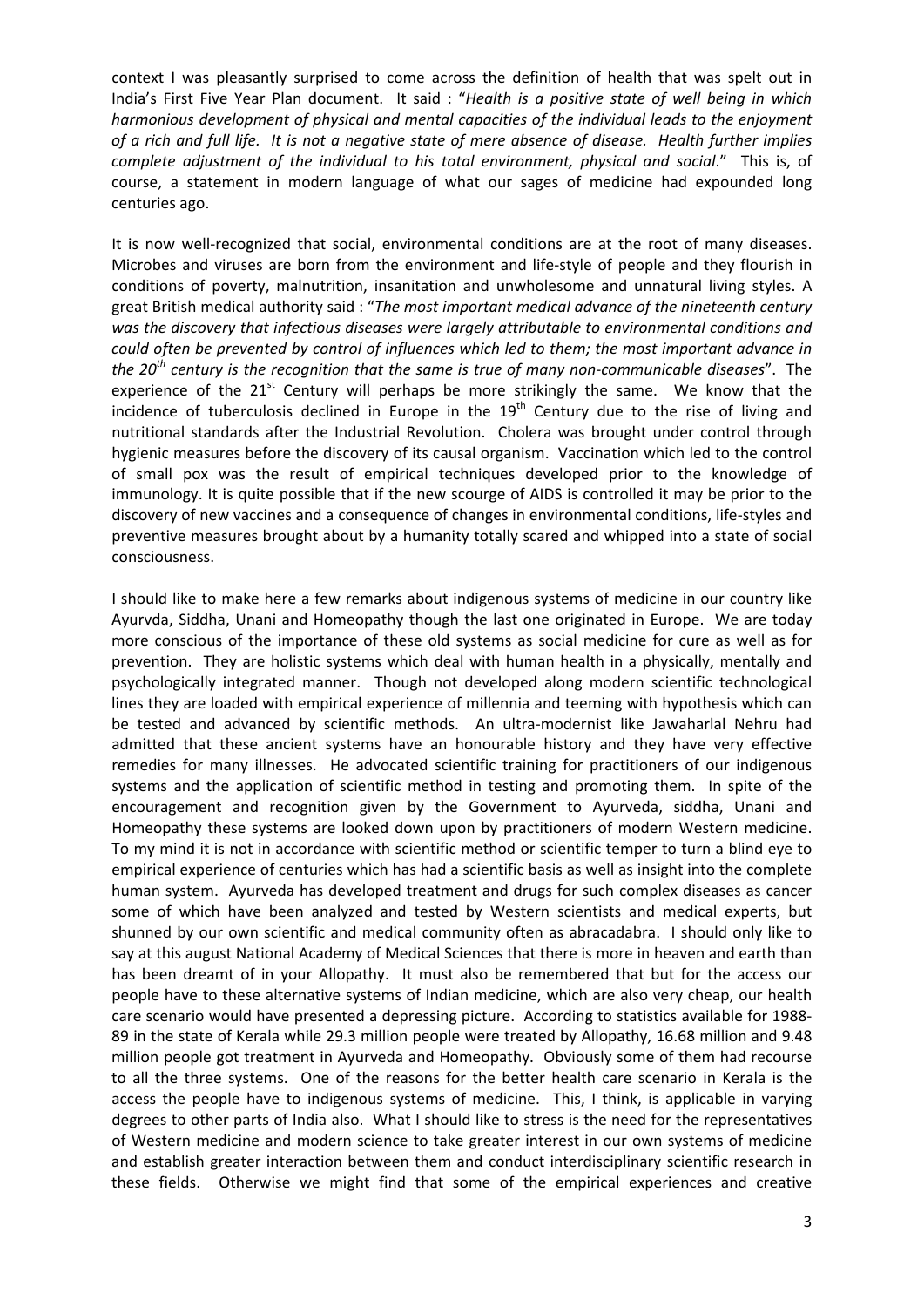context I was pleasantly surprised to come across the definition of health that was spelt out in India's First Five Year Plan document. It said : "*Health is a positive state of well being in which harmonious development of physical and mental capacities of the individual leads to the enjoyment of a rich and full life. It is not a negative state of mere absence of disease. Health further implies complete adjustment of the individual to his total environment, physical and social*." This is, of course, a statement in modern language of what our sages of medicine had expounded long centuries ago.

It is now well-recognized that social, environmental conditions are at the root of many diseases. Microbes and viruses are born from the environment and life-style of people and they flourish in conditions of poverty, malnutrition, insanitation and unwholesome and unnatural living styles. A great British medical authority said : "*The most important medical advance of the nineteenth century was the discovery that infectious diseases were largely attributable to environmental conditions and could often be prevented by control of influences which led to them; the most important advance in the 20th century is the recognition that the same is true of many non-communicable diseases*". The experience of the 21st Century will perhaps be more strikingly the same. We know that the incidence of tuberculosis declined in Europe in the 19th Century due to the rise of living and nutritional standards after the Industrial Revolution. Cholera was brought under control through hygienic measures before the discovery of its causal organism. Vaccination which led to the control of small pox was the result of empirical techniques developed prior to the knowledge of immunology. It is quite possible that if the new scourge of AIDS is controlled it may be prior to the discovery of new vaccines and a consequence of changes in environmental conditions, life-styles and preventive measures brought about by a humanity totally scared and whipped into a state of social consciousness.

I should like to make here a few remarks about indigenous systems of medicine in our country like Ayurvda, Siddha, Unani and Homeopathy though the last one originated in Europe. We are today more conscious of the importance of these old systems as social medicine for cure as well as for prevention. They are holistic systems which deal with human health in a physically, mentally and psychologically integrated manner. Though not developed along modern scientific technological lines they are loaded with empirical experience of millennia and teeming with hypothesis which can be tested and advanced by scientific methods. An ultra-modernist like Jawaharlal Nehru had admitted that these ancient systems have an honourable history and they have very effective remedies for many illnesses. He advocated scientific training for practitioners of our indigenous systems and the application of scientific method in testing and promoting them. In spite of the encouragement and recognition given by the Government to Ayurveda, siddha, Unani and Homeopathy these systems are looked down upon by practitioners of modern Western medicine. To my mind it is not in accordance with scientific method or scientific temper to turn a blind eye to empirical experience of centuries which has had a scientific basis as well as insight into the complete human system. Ayurveda has developed treatment and drugs for such complex diseases as cancer some of which have been analyzed and tested by Western scientists and medical experts, but shunned by our own scientific and medical community often as abracadabra. I should only like to say at this august National Academy of Medical Sciences that there is more in heaven and earth than has been dreamt of in your Allopathy. It must also be remembered that but for the access our people have to these alternative systems of Indian medicine, which are also very cheap, our health care scenario would have presented a depressing picture. According to statistics available for 1988-89 in the state of Kerala while 29.3 million people were treated by Allopathy, 16.68 million and 9.48 million people got treatment in Ayurveda and Homeopathy. Obviously some of them had recourse to all the three systems. One of the reasons for the better health care scenario in Kerala is the access the people have to indigenous systems of medicine. This, I think, is applicable in varying degrees to other parts of India also. What I should like to stress is the need for the representatives of Western medicine and modern science to take greater interest in our own systems of medicine and establish greater interaction between them and conduct interdisciplinary scientific research in these fields. Otherwise we might find that some of the empirical experiences and creative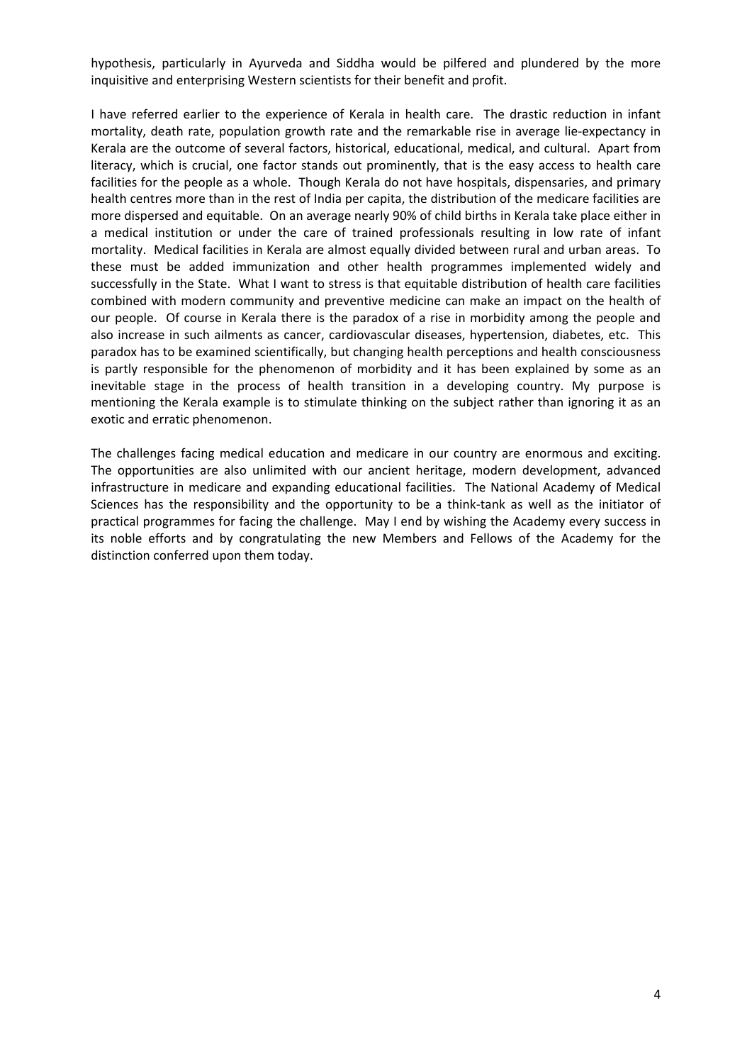hypothesis, particularly in Ayurveda and Siddha would be pilfered and plundered by the more inquisitive and enterprising Western scientists for their benefit and profit.

I have referred earlier to the experience of Kerala in health care. The drastic reduction in infant mortality, death rate, population growth rate and the remarkable rise in average lie-expectancy in Kerala are the outcome of several factors, historical, educational, medical, and cultural. Apart from literacy, which is crucial, one factor stands out prominently, that is the easy access to health care facilities for the people as a whole. Though Kerala do not have hospitals, dispensaries, and primary health centres more than in the rest of India per capita, the distribution of the medicare facilities are more dispersed and equitable. On an average nearly 90% of child births in Kerala take place either in a medical institution or under the care of trained professionals resulting in low rate of infant mortality. Medical facilities in Kerala are almost equally divided between rural and urban areas. To these must be added immunization and other health programmes implemented widely and successfully in the State. What I want to stress is that equitable distribution of health care facilities combined with modern community and preventive medicine can make an impact on the health of our people. Of course in Kerala there is the paradox of a rise in morbidity among the people and also increase in such ailments as cancer, cardiovascular diseases, hypertension, diabetes, etc. This paradox has to be examined scientifically, but changing health perceptions and health consciousness is partly responsible for the phenomenon of morbidity and it has been explained by some as an inevitable stage in the process of health transition in a developing country. My purpose is mentioning the Kerala example is to stimulate thinking on the subject rather than ignoring it as an exotic and erratic phenomenon.

The challenges facing medical education and medicare in our country are enormous and exciting. The opportunities are also unlimited with our ancient heritage, modern development, advanced infrastructure in medicare and expanding educational facilities. The National Academy of Medical Sciences has the responsibility and the opportunity to be a think-tank as well as the initiator of practical programmes for facing the challenge. May I end by wishing the Academy every success in its noble efforts and by congratulating the new Members and Fellows of the Academy for the distinction conferred upon them today.